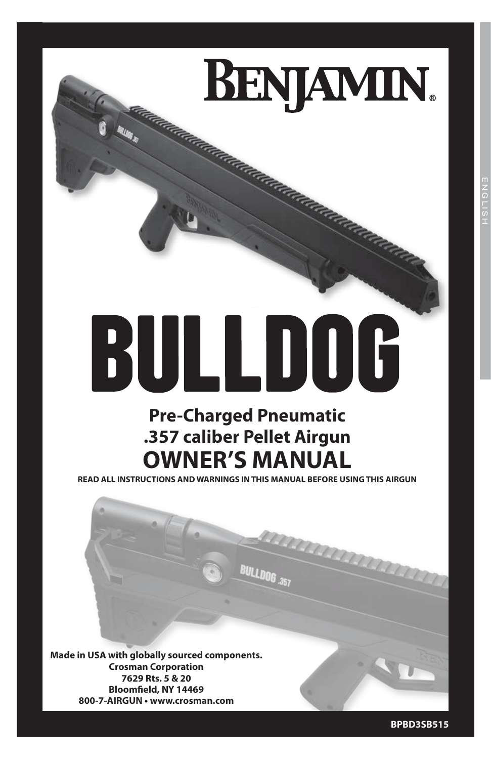# BENJAMIN®

# BULLDOG

## Pre-Charged Pneumatic
## .357 caliber Pellet Airgun
# OWNER'S MANUAL

**READ ALL INSTRUCTIONS AND WARNINGS IN THIS MANUAL BEFORE USING THIS AIRGUN**

**Made in USA with globally sourced components.**
**Crosman Corporation**
**7629 Rts. 5 & 20**
**Bloomfield, NY 14469**
**800-7-AIRGUN • www.crosman.com**

**BPBD3SB515**

ENGLISH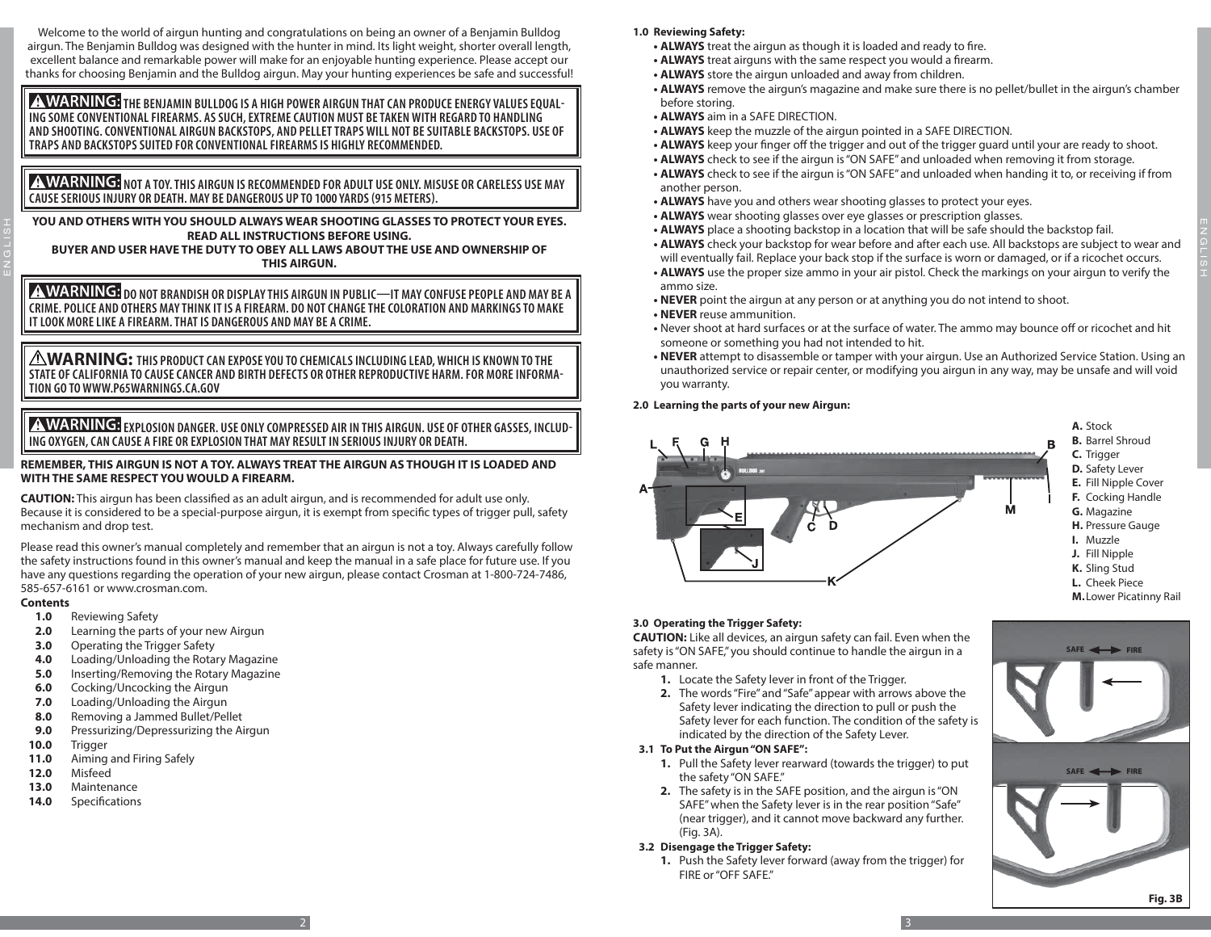Welcome to the world of airgun hunting and congratulations on being an owner of a Benjamin Bulldog airgun. The Benjamin Bulldog was designed with the hunter in mind. Its light weight, shorter overall length, excellent balance and remarkable power will make for an enjoyable hunting experience. Please accept our thanks for choosing Benjamin and the Bulldog airgun. May your hunting experiences be safe and successful!

**⚠WARNING: THE BENJAMIN BULLDOG IS A HIGH POWER AIRGUN THAT CAN PRODUCE ENERGY VALUES EQUALING SOME CONVENTIONAL FIREARMS. AS SUCH, EXTREME CAUTION MUST BE TAKEN WITH REGARD TO HANDLING AND SHOOTING. CONVENTIONAL AIRGUN BACKSTOPS, AND PELLET TRAPS WILL NOT BE SUITABLE BACKSTOPS. USE OF TRAPS AND BACKSTOPS SUITED FOR CONVENTIONAL FIREARMS IS HIGHLY RECOMMENDED.**

**⚠WARNING: NOT A TOY. THIS AIRGUN IS RECOMMENDED FOR ADULT USE ONLY. MISUSE OR CARELESS USE MAY CAUSE SERIOUS INJURY OR DEATH. MAY BE DANGEROUS UP TO 1000 YARDS (915 METERS).**

**YOU AND OTHERS WITH YOU SHOULD ALWAYS WEAR SHOOTING GLASSES TO PROTECT YOUR EYES. READ ALL INSTRUCTIONS BEFORE USING.**
**BUYER AND USER HAVE THE DUTY TO OBEY ALL LAWS ABOUT THE USE AND OWNERSHIP OF THIS AIRGUN.**

**⚠WARNING: DO NOT BRANDISH OR DISPLAY THIS AIRGUN IN PUBLIC—IT MAY CONFUSE PEOPLE AND MAY BE A CRIME. POLICE AND OTHERS MAY THINK IT IS A FIREARM. DO NOT CHANGE THE COLORATION AND MARKINGS TO MAKE IT LOOK MORE LIKE A FIREARM. THAT IS DANGEROUS AND MAY BE A CRIME.**

**⚠WARNING: THIS PRODUCT CAN EXPOSE YOU TO CHEMICALS INCLUDING LEAD, WHICH IS KNOWN TO THE STATE OF CALIFORNIA TO CAUSE CANCER AND BIRTH DEFECTS OR OTHER REPRODUCTIVE HARM. FOR MORE INFORMATION GO TO WWW.P65WARNINGS.CA.GOV**

**⚠WARNING: EXPLOSION DANGER. USE ONLY COMPRESSED AIR IN THIS AIRGUN. USE OF OTHER GASSES, INCLUDING OXYGEN, CAN CAUSE A FIRE OR EXPLOSION THAT MAY RESULT IN SERIOUS INJURY OR DEATH.**

**REMEMBER, THIS AIRGUN IS NOT A TOY. ALWAYS TREAT THE AIRGUN AS THOUGH IT IS LOADED AND WITH THE SAME RESPECT YOU WOULD A FIREARM.**

**CAUTION:** This airgun has been classified as an adult airgun, and is recommended for adult use only. Because it is considered to be a special-purpose airgun, it is exempt from specific types of trigger pull, safety mechanism and drop test.

Please read this owner's manual completely and remember that an airgun is not a toy. Always carefully follow the safety instructions found in this owner's manual and keep the manual in a safe place for future use. If you have any questions regarding the operation of your new airgun, please contact Crosman at 1-800-724-7486, 585-657-6161 or www.crosman.com.

**Contents**

- **1.0** Reviewing Safety
- **2.0** Learning the parts of your new Airgun
- **3.0** Operating the Trigger Safety
- **4.0** Loading/Unloading the Rotary Magazine
- **5.0** Inserting/Removing the Rotary Magazine
- **6.0** Cocking/Uncocking the Airgun
- **7.0** Loading/Unloading the Airgun
- **8.0** Removing a Jammed Bullet/Pellet
- **9.0** Pressurizing/Depressurizing the Airgun
- **10.0** Trigger
- **11.0** Aiming and Firing Safely
- **12.0** Misfeed
- **13.0** Maintenance
- **14.0** Specifications

### 1.0 Reviewing Safety:

- **ALWAYS** treat the airgun as though it is loaded and ready to fire.
- **ALWAYS** treat airguns with the same respect you would a firearm.
- **ALWAYS** store the airgun unloaded and away from children.
- **ALWAYS** remove the airgun's magazine and make sure there is no pellet/bullet in the airgun's chamber before storing.
- **ALWAYS** aim in a SAFE DIRECTION.
- **ALWAYS** keep the muzzle of the airgun pointed in a SAFE DIRECTION.
- **ALWAYS** keep your finger off the trigger and out of the trigger guard until your are ready to shoot.
- **ALWAYS** check to see if the airgun is "ON SAFE" and unloaded when removing it from storage.
- **ALWAYS** check to see if the airgun is "ON SAFE" and unloaded when handing it to, or receiving it from another person.
- **ALWAYS** have you and others wear shooting glasses to protect your eyes.
- **ALWAYS** wear shooting glasses over eye glasses or prescription glasses.
- **ALWAYS** place a shooting backstop in a location that will be safe should the backstop fail.
- **ALWAYS** check your backstop for wear before and after each use. All backstops are subject to wear and will eventually fail. Replace your back stop if the surface is worn or damaged, or if a ricochet occurs.
- **ALWAYS** use the proper size ammo in your air pistol. Check the markings on your airgun to verify the ammo size.
- **NEVER** point the airgun at any person or at anything you do not intend to shoot.
- **NEVER** reuse ammunition.
- Never shoot at hard surfaces or at the surface of water. The ammo may bounce off or ricochet and hit someone or something you had not intended to hit.
- **NEVER** attempt to disassemble or tamper with your airgun. Use an Authorized Service Station. Using an unauthorized service or repair center, or modifying you airgun in any way, may be unsafe and will void you warranty.

### 2.0 Learning the parts of your new Airgun:

- **A.** Stock
- **B.** Barrel Shroud
- **C.** Trigger
- **D.** Safety Lever
- **E.** Fill Nipple Cover
- **F.** Cocking Handle
- **G.** Magazine
- **H.** Pressure Gauge
- **I.** Muzzle
- **J.** Fill Nipple
- **K.** Sling Stud
- **L.** Cheek Piece
- **M.** Lower Picatinny Rail

### 3.0 Operating the Trigger Safety:

**CAUTION:** Like all devices, an airgun safety can fail. Even when the safety is "ON SAFE," you should continue to handle the airgun in a safe manner.

1. Locate the Safety lever in front of the Trigger.
2. The words "Fire" and "Safe" appear with arrows above the Safety lever indicating the direction to pull or push the Safety lever for each function. The condition of the safety is indicated by the direction of the Safety Lever.

#### 3.1 To Put the Airgun "ON SAFE":

1. Pull the Safety lever rearward (towards the trigger) to put the safety "ON SAFE."
2. The safety is in the SAFE position, and the airgun is "ON SAFE" when the Safety lever is in the rear position "Safe" (near trigger), and it cannot move backward any further. (Fig. 3A).

#### 3.2 Disengage the Trigger Safety:

1. Push the Safety lever forward (away from the trigger) for FIRE or "OFF SAFE."

Fig. 3B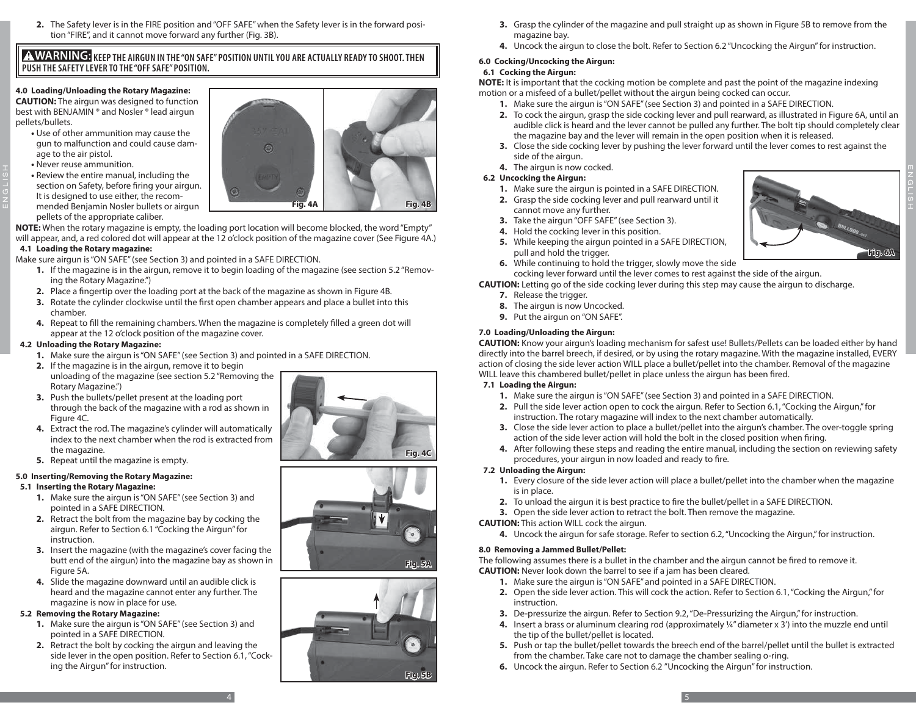2. The Safety lever is in the FIRE position and "OFF SAFE" when the Safety lever is in the forward position "FIRE", and it cannot move forward any further (Fig. 3B).

**⚠WARNING: KEEP THE AIRGUN IN THE "ON SAFE" POSITION UNTIL YOU ARE ACTUALLY READY TO SHOOT. THEN PUSH THE SAFETY LEVER TO THE "OFF SAFE" POSITION.**

### 4.0 Loading/Unloading the Rotary Magazine:

**CAUTION:** The airgun was designed to function best with BENJAMIN ® and Nosler ® lead airgun pellets/bullets.

- Use of other ammunition may cause the gun to malfunction and could cause damage to the air pistol.
- Never reuse ammunition.
- Review the entire manual, including the section on Safety, before firing your airgun. It is designed to use either, the recommended Benjamin Nosler bullets or airgun pellets of the appropriate caliber.

Fig. 4A Fig. 4B

**NOTE:** When the rotary magazine is empty, the loading port location will become blocked, the word "Empty" will appear, and, a red colored dot will appear at the 12 o'clock position of the magazine cover (See Figure 4A.)

#### 4.1 Loading the Rotary magazine:

Make sure airgun is "ON SAFE" (see Section 3) and pointed in a SAFE DIRECTION.

1. If the magazine is in the airgun, remove it to begin loading of the magazine (see section 5.2 "Removing the Rotary Magazine.")
2. Place a fingertip over the loading port at the back of the magazine as shown in Figure 4B.
3. Rotate the cylinder clockwise until the first open chamber appears and place a bullet into this chamber.
4. Repeat to fill the remaining chambers. When the magazine is completely filled a green dot will appear at the 12 o'clock position of the magazine cover.

#### 4.2 Unloading the Rotary Magazine:

1. Make sure the airgun is "ON SAFE" (see Section 3) and pointed in a SAFE DIRECTION.
2. If the magazine is in the airgun, remove it to begin unloading of the magazine (see section 5.2 "Removing the Rotary Magazine.")
3. Push the bullets/pellet present at the loading port through the back of the magazine with a rod as shown in Figure 4C.
4. Extract the rod. The magazine's cylinder will automatically index to the next chamber when the rod is extracted from the magazine.
5. Repeat until the magazine is empty.

Fig. 4C

### 5.0 Inserting/Removing the Rotary Magazine:

#### 5.1 Inserting the Rotary Magazine:

1. Make sure the airgun is "ON SAFE" (see Section 3) and pointed in a SAFE DIRECTION.
2. Retract the bolt from the magazine bay by cocking the airgun. Refer to Section 6.1 "Cocking the Airgun" for instruction.
3. Insert the magazine (with the magazine's cover facing the butt end of the airgun) into the magazine bay as shown in Figure 5A.
4. Slide the magazine downward until an audible click is heard and the magazine cannot enter any further. The magazine is now in place for use.

Fig. 5A

#### 5.2 Removing the Rotary Magazine:

1. Make sure the airgun is "ON SAFE" (see Section 3) and pointed in a SAFE DIRECTION.
2. Retract the bolt by cocking the airgun and leaving the side lever in the open position. Refer to Section 6.1, "Cocking the Airgun" for instruction.
3. Grasp the cylinder of the magazine and pull straight up as shown in Figure 5B to remove from the magazine bay.
4. Uncock the airgun to close the bolt. Refer to Section 6.2 "Uncocking the Airgun" for instruction.

Fig. 5B

### 6.0 Cocking/Uncocking the Airgun:

#### 6.1 Cocking the Airgun:

**NOTE:** It is important that the cocking motion be complete and past the point of the magazine indexing motion or a misfeed of a bullet/pellet without the airgun being cocked can occur.

1. Make sure the airgun is "ON SAFE" (see Section 3) and pointed in a SAFE DIRECTION.
2. To cock the airgun, grasp the side cocking lever and pull rearward, as illustrated in Figure 6A, until an audible click is heard and the lever cannot be pulled any further. The bolt tip should completely clear the magazine bay and the lever will remain in the open position when it is released.
3. Close the side cocking lever by pushing the lever forward until the lever comes to rest against the side of the airgun.
4. The airgun is now cocked.

#### 6.2 Uncocking the Airgun:

1. Make sure the airgun is pointed in a SAFE DIRECTION.
2. Grasp the side cocking lever and pull rearward until it cannot move any further.
3. Take the airgun "OFF SAFE" (see Section 3).
4. Hold the cocking lever in this position.
5. While keeping the airgun pointed in a SAFE DIRECTION, pull and hold the trigger.
6. While continuing to hold the trigger, slowly move the side cocking lever forward until the lever comes to rest against the side of the airgun.

Fig. 6A

**CAUTION:** Letting go of the side cocking lever during this step may cause the airgun to discharge.

7. Release the trigger.
8. The airgun is now Uncocked.
9. Put the airgun on "ON SAFE".

### 7.0 Loading/Unloading the Airgun:

**CAUTION:** Know your airgun's loading mechanism for safest use! Bullets/Pellets can be loaded either by hand directly into the barrel breech, if desired, or by using the rotary magazine. With the magazine installed, EVERY action of closing the side lever action WILL place a bullet/pellet into the chamber. Removal of the magazine WILL leave this chambered bullet/pellet in place unless the airgun has been fired.

#### 7.1 Loading the Airgun:

1. Make sure the airgun is "ON SAFE" (see Section 3) and pointed in a SAFE DIRECTION.
2. Pull the side lever action open to cock the airgun. Refer to Section 6.1, "Cocking the Airgun," for instruction. The rotary magazine will index to the next chamber automatically.
3. Close the side lever action to place a bullet/pellet into the airgun's chamber. The over-toggle spring action of the side lever action will hold the bolt in the closed position when firing.
4. After following these steps and reading the entire manual, including the section on reviewing safety procedures, your airgun in now loaded and ready to fire.

#### 7.2 Unloading the Airgun:

1. Every closure of the side lever action will place a bullet/pellet into the chamber when the magazine is in place.
2. To unload the airgun it is best practice to fire the bullet/pellet in a SAFE DIRECTION.
3. Open the side lever action to retract the bolt. Then remove the magazine.

**CAUTION:** This action WILL cock the airgun.

4. Uncock the airgun for safe storage. Refer to section 6.2, "Uncocking the Airgun," for instruction.

### 8.0 Removing a Jammed Bullet/Pellet:

The following assumes there is a bullet in the chamber and the airgun cannot be fired to remove it.

**CAUTION:** Never look down the barrel to see if a jam has been cleared.

1. Make sure the airgun is "ON SAFE" and pointed in a SAFE DIRECTION.
2. Open the side lever action. This will cock the action. Refer to Section 6.1, "Cocking the Airgun," for instruction.
3. De-pressurize the airgun. Refer to Section 9.2, "De-Pressurizing the Airgun," for instruction.
4. Insert a brass or aluminum clearing rod (approximately ¼" diameter x 3') into the muzzle end until the tip of the bullet/pellet is located.
5. Push or tap the bullet/pellet towards the breech end of the barrel/pellet until the bullet is extracted from the chamber. Take care not to damage the chamber sealing o-ring.
6. Uncock the airgun. Refer to Section 6.2 "Uncocking the Airgun" for instruction.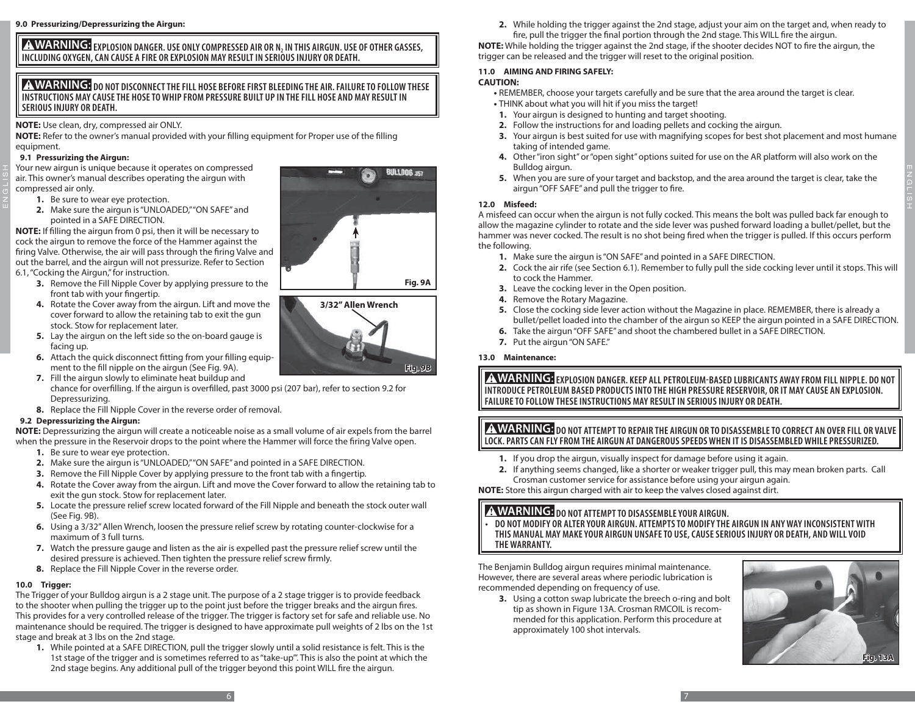### 9.0 Pressurizing/Depressurizing the Airgun:

**⚠WARNING: EXPLOSION DANGER. USE ONLY COMPRESSED AIR OR $N_2$ IN THIS AIRGUN. USE OF OTHER GASSES, INCLUDING OXYGEN, CAN CAUSE A FIRE OR EXPLOSION MAY RESULT IN SERIOUS INJURY OR DEATH.**

**⚠WARNING: DO NOT DISCONNECT THE FILL HOSE BEFORE FIRST BLEEDING THE AIR. FAILURE TO FOLLOW THESE INSTRUCTIONS MAY CAUSE THE HOSE TO WHIP FROM PRESSURE BUILT UP IN THE FILL HOSE AND MAY RESULT IN SERIOUS INJURY OR DEATH.**

**NOTE:** Use clean, dry, compressed air ONLY.

**NOTE:** Refer to the owner's manual provided with your filling equipment for Proper use of the filling equipment.

#### 9.1 Pressurizing the Airgun:

Your new airgun is unique because it operates on compressed air. This owner's manual describes operating the airgun with compressed air only.

1. Be sure to wear eye protection.
2. Make sure the airgun is "UNLOADED," "ON SAFE" and pointed in a SAFE DIRECTION.

**NOTE:** If filling the airgun from 0 psi, then it will be necessary to cock the airgun to remove the force of the Hammer against the firing Valve. Otherwise, the air will pass through the firing Valve and out the barrel, and the airgun will not pressurize. Refer to Section 6.1, "Cocking the Airgun," for instruction.

3. Remove the Fill Nipple Cover by applying pressure to the front tab with your fingertip.
4. Rotate the Cover away from the airgun. Lift and move the cover forward to allow the retaining tab to exit the gun stock. Stow for replacement later.
5. Lay the airgun on the left side so the on-board gauge is facing up.
6. Attach the quick disconnect fitting from your filling equipment to the fill nipple on the airgun (See Fig. 9A).
7. Fill the airgun slowly to eliminate heat buildup and chance for overfilling. If the airgun is overfilled, past 3000 psi (207 bar), refer to section 9.2 for Depressurizing.
8. Replace the Fill Nipple Cover in the reverse order of removal.

Fig. 9A

3/32" Allen Wrench

Fig. 9B

#### 9.2 Depressurizing the Airgun:

**NOTE:** Depressurizing the airgun will create a noticeable noise as a small volume of air expels from the barrel when the pressure in the Reservoir drops to the point where the Hammer will force the firing Valve open.

1. Be sure to wear eye protection.
2. Make sure the airgun is "UNLOADED," "ON SAFE" and pointed in a SAFE DIRECTION.
3. Remove the Fill Nipple Cover by applying pressure to the front tab with a fingertip.
4. Rotate the Cover away from the airgun. Lift and move the Cover forward to allow the retaining tab to exit the gun stock. Stow for replacement later.
5. Locate the pressure relief screw located forward of the Fill Nipple and beneath the stock outer wall (See Fig. 9B).
6. Using a 3/32" Allen Wrench, loosen the pressure relief screw by rotating counter-clockwise for a maximum of 3 full turns.
7. Watch the pressure gauge and listen as the air is expelled past the pressure relief screw until the desired pressure is achieved. Then tighten the pressure relief screw firmly.
8. Replace the Fill Nipple Cover in the reverse order.

### 10.0 Trigger:

The Trigger of your Bulldog airgun is a 2 stage unit. The purpose of a 2 stage trigger is to provide feedback to the shooter when pulling the trigger up to the point just before the trigger breaks and the airgun fires. This provides for a very controlled release of the trigger. The trigger is factory set for safe and reliable use. No maintenance should be required. The trigger is designed to have approximate pull weights of 2 lbs on the 1st stage and break at 3 lbs on the 2nd stage.

1. While pointed at a SAFE DIRECTION, pull the trigger slowly until a solid resistance is felt. This is the 1st stage of the trigger and is sometimes referred to as "take-up". This is also the point at which the 2nd stage begins. Any additional pull of the trigger beyond this point WILL fire the airgun.
2. While holding the trigger against the 2nd stage, adjust your aim on the target and, when ready to fire, pull the trigger the final portion through the 2nd stage. This WILL fire the airgun.

**NOTE:** While holding the trigger against the 2nd stage, if the shooter decides NOT to fire the airgun, the trigger can be released and the trigger will reset to the original position.

### 11.0 AIMING AND FIRING SAFELY:

**CAUTION:**

- REMEMBER, choose your targets carefully and be sure that the area around the target is clear.
- THINK about what you will hit if you miss the target!

1. Your airgun is designed to hunting and target shooting.
2. Follow the instructions for and loading pellets and cocking the airgun.
3. Your airgun is best suited for use with magnifying scopes for best shot placement and most humane taking of intended game.
4. Other "iron sight" or "open sight" options suited for use on the AR platform will also work on the Bulldog airgun.
5. When you are sure of your target and backstop, and the area around the target is clear, take the airgun "OFF SAFE" and pull the trigger to fire.

### 12.0 Misfeed:

A misfeed can occur when the airgun is not fully cocked. This means the bolt was pulled back far enough to allow the magazine cylinder to rotate and the side lever was pushed forward loading a bullet/pellet, but the hammer was never cocked. The result is no shot being fired when the trigger is pulled. If this occurs perform the following.

1. Make sure the airgun is "ON SAFE" and pointed in a SAFE DIRECTION.
2. Cock the air rife (see Section 6.1). Remember to fully pull the side cocking lever until it stops. This will to cock the Hammer.
3. Leave the cocking lever in the Open position.
4. Remove the Rotary Magazine.
5. Close the cocking side lever action without the Magazine in place. REMEMBER, there is already a bullet/pellet loaded into the chamber of the airgun so KEEP the airgun pointed in a SAFE DIRECTION.
6. Take the airgun "OFF SAFE" and shoot the chambered bullet in a SAFE DIRECTION.
7. Put the airgun "ON SAFE."

### 13.0 Maintenance:

**⚠WARNING: EXPLOSION DANGER. KEEP ALL PETROLEUM-BASED LUBRICANTS AWAY FROM FILL NIPPLE. DO NOT INTRODUCE PETROLEUM BASED PRODUCTS INTO THE HIGH PRESSURE RESERVOIR, OR IT MAY CAUSE AN EXPLOSION. FAILURE TO FOLLOW THESE INSTRUCTIONS MAY RESULT IN SERIOUS INJURY OR DEATH.**

**⚠WARNING: DO NOT ATTEMPT TO REPAIR THE AIRGUN OR TO DISASSEMBLE TO CORRECT AN OVER FILL OR VALVE LOCK. PARTS CAN FLY FROM THE AIRGUN AT DANGEROUS SPEEDS WHEN IT IS DISASSEMBLED WHILE PRESSURIZED.**

1. If you drop the airgun, visually inspect for damage before using it again.
2. If anything seems changed, like a shorter or weaker trigger pull, this may mean broken parts. Call Crosman customer service for assistance before using your airgun again.

**NOTE:** Store this airgun charged with air to keep the valves closed against dirt.

**⚠WARNING: DO NOT ATTEMPT TO DISASSEMBLE YOUR AIRGUN.**

- **DO NOT MODIFY OR ALTER YOUR AIRGUN. ATTEMPTS TO MODIFY THE AIRGUN IN ANY WAY INCONSISTENT WITH THIS MANUAL MAY MAKE YOUR AIRGUN UNSAFE TO USE, CAUSE SERIOUS INJURY OR DEATH, AND WILL VOID THE WARRANTY.**

The Benjamin Bulldog airgun requires minimal maintenance. However, there are several areas where periodic lubrication is recommended depending on frequency of use.

3. Using a cotton swap lubricate the breech o-ring and bolt tip as shown in Figure 13A. Crosman RMCOIL is recommended for this application. Perform this procedure at approximately 100 shot intervals.

Fig. 13A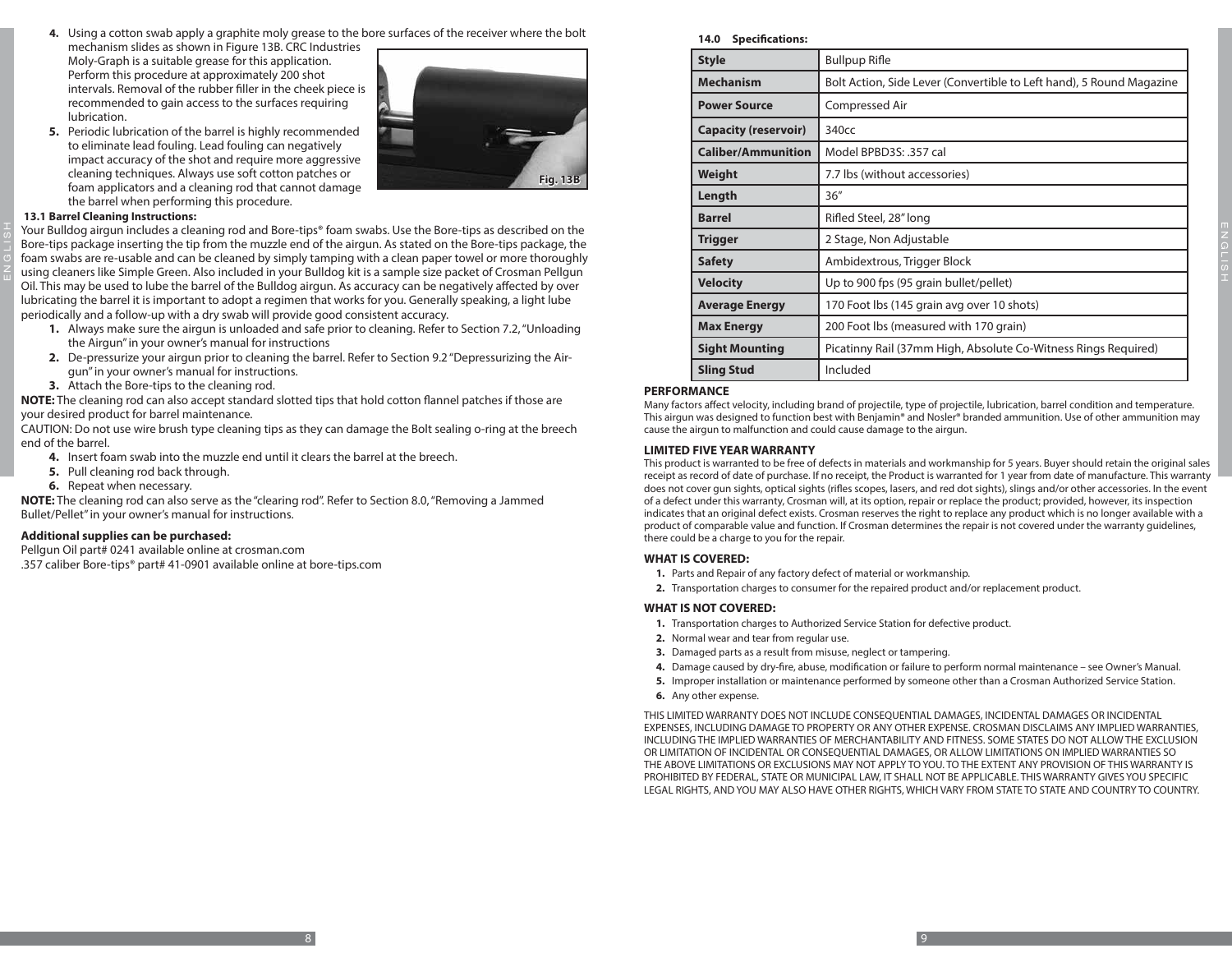4. Using a cotton swab apply a graphite moly grease to the bore surfaces of the receiver where the bolt mechanism slides as shown in Figure 13B. CRC Industries Moly-Graph is a suitable grease for this application. Perform this procedure at approximately 200 shot intervals. Removal of the rubber filler in the cheek piece is recommended to gain access to the surfaces requiring lubrication.
5. Periodic lubrication of the barrel is highly recommended to eliminate lead fouling. Lead fouling can negatively impact accuracy of the shot and require more aggressive cleaning techniques. Always use soft cotton patches or foam applicators and a cleaning rod that cannot damage the barrel when performing this procedure.

Fig. 13B

**13.1 Barrel Cleaning Instructions:**

Your Bulldog airgun includes a cleaning rod and Bore-tips® foam swabs. Use the Bore-tips as described on the Bore-tips package inserting the tip from the muzzle end of the airgun. As stated on the Bore-tips package, the foam swabs are re-usable and can be cleaned by simply tamping with a clean paper towel or more thoroughly using cleaners like Simple Green. Also included in your Bulldog kit is a sample size packet of Crosman Pellgun Oil. This may be used to lube the barrel of the Bulldog airgun. As accuracy can be negatively affected by over lubricating the barrel it is important to adopt a regimen that works for you. Generally speaking, a light lube periodically and a follow-up with a dry swab will provide good consistent accuracy.

1. Always make sure the airgun is unloaded and safe prior to cleaning. Refer to Section 7.2, "Unloading the Airgun" in your owner's manual for instructions
2. De-pressurize your airgun prior to cleaning the barrel. Refer to Section 9.2 "Depressurizing the Airgun" in your owner's manual for instructions.
3. Attach the Bore-tips to the cleaning rod.

**NOTE:** The cleaning rod can also accept standard slotted tips that hold cotton flannel patches if those are your desired product for barrel maintenance.

CAUTION: Do not use wire brush type cleaning tips as they can damage the Bolt sealing o-ring at the breech end of the barrel.

4. Insert foam swab into the muzzle end until it clears the barrel at the breech.
5. Pull cleaning rod back through.
6. Repeat when necessary.

**NOTE:** The cleaning rod can also serve as the "clearing rod". Refer to Section 8.0, "Removing a Jammed Bullet/Pellet" in your owner's manual for instructions.

**Additional supplies can be purchased:**

Pellgun Oil part# 0241 available online at crosman.com
.357 caliber Bore-tips® part# 41-0901 available online at bore-tips.com

**14.0 Specifications:**

| | |
|---|---|
| **Style** | Bullpup Rifle |
| **Mechanism** | Bolt Action, Side Lever (Convertible to Left hand), 5 Round Magazine |
| **Power Source** | Compressed Air |
| **Capacity (reservoir)** | 340cc |
| **Caliber/Ammunition** | Model BPBD3S: .357 cal |
| **Weight** | 7.7 lbs (without accessories) |
| **Length** | 36" |
| **Barrel** | Rifled Steel, 28" long |
| **Trigger** | 2 Stage, Non Adjustable |
| **Safety** | Ambidextrous, Trigger Block |
| **Velocity** | Up to 900 fps (95 grain bullet/pellet) |
| **Average Energy** | 170 Foot lbs (145 grain avg over 10 shots) |
| **Max Energy** | 200 Foot lbs (measured with 170 grain) |
| **Sight Mounting** | Picatinny Rail (37mm High, Absolute Co-Witness Rings Required) |
| **Sling Stud** | Included |

**PERFORMANCE**

Many factors affect velocity, including brand of projectile, type of projectile, lubrication, barrel condition and temperature. This airgun was designed to function best with Benjamin® and Nosler® branded ammunition. Use of other ammunition may cause the airgun to malfunction and could cause damage to the airgun.

**LIMITED FIVE YEAR WARRANTY**

This product is warranted to be free of defects in materials and workmanship for 5 years. Buyer should retain the original sales receipt as record of date of purchase. If no receipt, the Product is warranted for 1 year from date of manufacture. This warranty does not cover gun sights, optical sights (rifles scopes, lasers, and red dot sights), slings and/or other accessories. In the event of a defect under this warranty, Crosman will, at its option, repair or replace the product; provided, however, its inspection indicates that an original defect exists. Crosman reserves the right to replace any product which is no longer available with a product of comparable value and function. If Crosman determines the repair is not covered under the warranty guidelines, there could be a charge to you for the repair.

**WHAT IS COVERED:**

1. Parts and Repair of any factory defect of material or workmanship.
2. Transportation charges to consumer for the repaired product and/or replacement product.

**WHAT IS NOT COVERED:**

1. Transportation charges to Authorized Service Station for defective product.
2. Normal wear and tear from regular use.
3. Damaged parts as a result from misuse, neglect or tampering.
4. Damage caused by dry-fire, abuse, modification or failure to perform normal maintenance – see Owner's Manual.
5. Improper installation or maintenance performed by someone other than a Crosman Authorized Service Station.
6. Any other expense.

THIS LIMITED WARRANTY DOES NOT INCLUDE CONSEQUENTIAL DAMAGES, INCIDENTAL DAMAGES OR INCIDENTAL EXPENSES, INCLUDING DAMAGE TO PROPERTY OR ANY OTHER EXPENSE. CROSMAN DISCLAIMS ANY IMPLIED WARRANTIES, INCLUDING THE IMPLIED WARRANTIES OF MERCHANTABILITY AND FITNESS. SOME STATES DO NOT ALLOW THE EXCLUSION OR LIMITATION OF INCIDENTAL OR CONSEQUENTIAL DAMAGES, OR ALLOW LIMITATIONS ON IMPLIED WARRANTIES SO THE ABOVE LIMITATIONS OR EXCLUSIONS MAY NOT APPLY TO YOU. TO THE EXTENT ANY PROVISION OF THIS WARRANTY IS PROHIBITED BY FEDERAL, STATE OR MUNICIPAL LAW, IT SHALL NOT BE APPLICABLE. THIS WARRANTY GIVES YOU SPECIFIC LEGAL RIGHTS, AND YOU MAY ALSO HAVE OTHER RIGHTS, WHICH VARY FROM STATE TO STATE AND COUNTRY TO COUNTRY.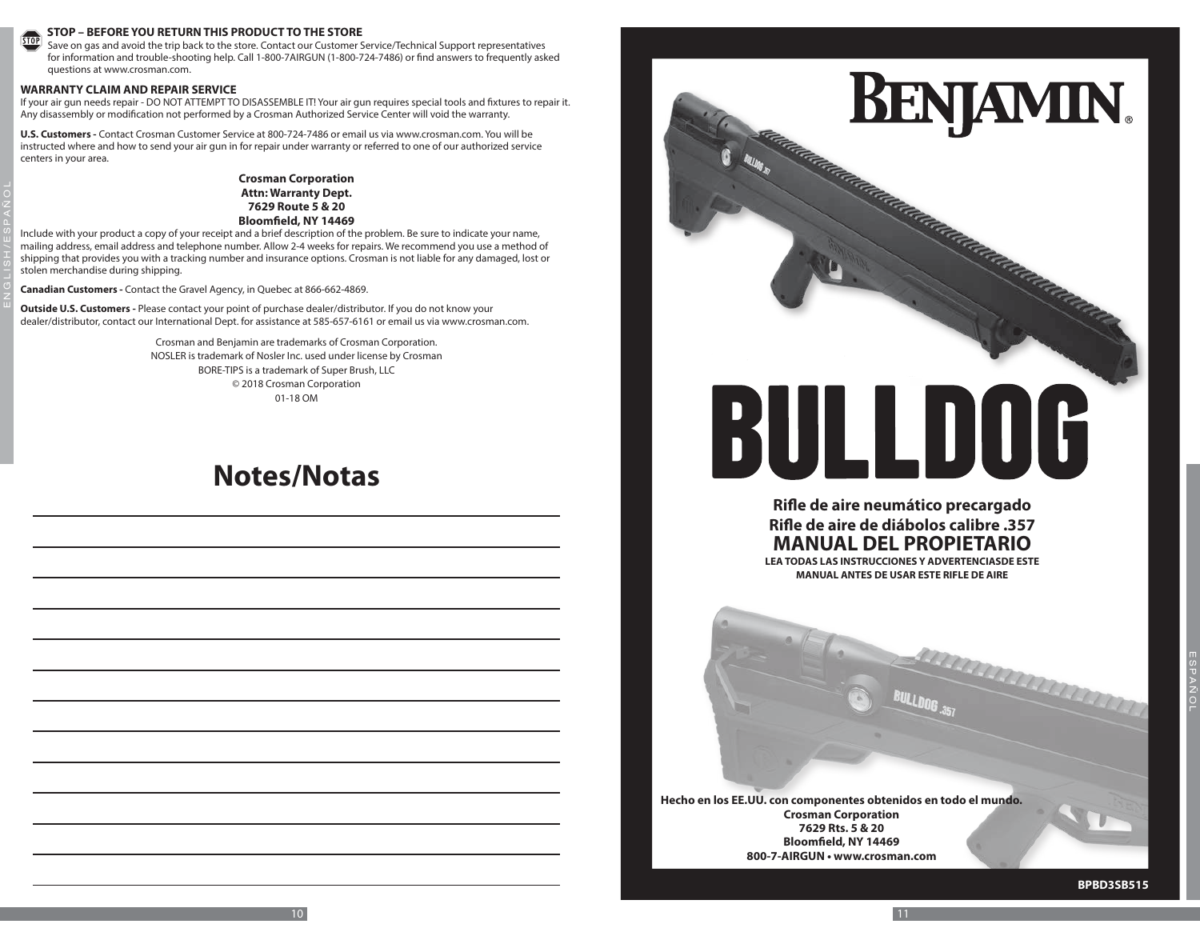### STOP – BEFORE YOU RETURN THIS PRODUCT TO THE STORE

Save on gas and avoid the trip back to the store. Contact our Customer Service/Technical Support representatives for information and trouble-shooting help. Call 1-800-7AIRGUN (1-800-724-7486) or find answers to frequently asked questions at www.crosman.com.

### WARRANTY CLAIM AND REPAIR SERVICE

If your air gun needs repair - DO NOT ATTEMPT TO DISASSEMBLE IT! Your air gun requires special tools and fixtures to repair it. Any disassembly or modification not performed by a Crosman Authorized Service Center will void the warranty.

**U.S. Customers -** Contact Crosman Customer Service at 800-724-7486 or email us via www.crosman.com. You will be instructed where and how to send your air gun in for repair under warranty or referred to one of our authorized service centers in your area.

**Crosman Corporation**
**Attn: Warranty Dept.**
**7629 Route 5 & 20**
**Bloomfield, NY 14469**

Include with your product a copy of your receipt and a brief description of the problem. Be sure to indicate your name, mailing address, email address and telephone number. Allow 2-4 weeks for repairs. We recommend you use a method of shipping that provides you with a tracking number and insurance options. Crosman is not liable for any damaged, lost or stolen merchandise during shipping.

**Canadian Customers -** Contact the Gravel Agency, in Quebec at 866-662-4869.

**Outside U.S. Customers -** Please contact your point of purchase dealer/distributor. If you do not know your dealer/distributor, contact our International Dept. for assistance at 585-657-6161 or email us via www.crosman.com.

Crosman and Benjamin are trademarks of Crosman Corporation.
NOSLER is trademark of Nosler Inc. used under license by Crosman
BORE-TIPS is a trademark of Super Brush, LLC
© 2018 Crosman Corporation
01-18 OM

## Notes/Notas

---

# BENJAMIN®

# BULLDOG

**Rifle de aire neumático precargado**
**Rifle de aire de diábolos calibre .357**

## MANUAL DEL PROPIETARIO

**LEA TODAS LAS INSTRUCCIONES Y ADVERTENCIASDE ESTE MANUAL ANTES DE USAR ESTE RIFLE DE AIRE**

**Hecho en los EE.UU. con componentes obtenidos en todo el mundo.**
**Crosman Corporation**
**7629 Rts. 5 & 20**
**Bloomfield, NY 14469**
**800-7-AIRGUN • www.crosman.com**

**BPBD3SB515**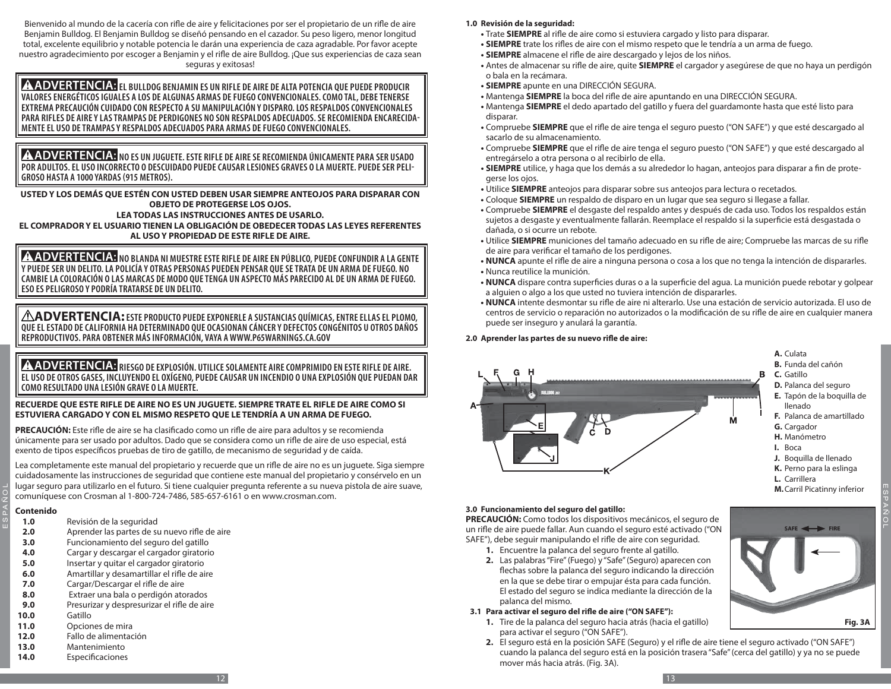Bienvenido al mundo de la cacería con rifle de aire y felicitaciones por ser el propietario de un rifle de aire Benjamin Bulldog. El Benjamin Bulldog se diseñó pensando en el cazador. Su peso ligero, menor longitud total, excelente equilibrio y notable potencia le darán una experiencia de caza agradable. Por favor acepte nuestro agradecimiento por escoger a Benjamin y el rifle de aire Bulldog. ¡Que sus experiencias de caza sean seguras y exitosas!

**⚠ADVERTENCIA: EL BULLDOG BENJAMIN ES UN RIFLE DE AIRE DE ALTA POTENCIA QUE PUEDE PRODUCIR VALORES ENERGÉTICOS IGUALES A LOS DE ALGUNAS ARMAS DE FUEGO CONVENCIONALES. COMO TAL, DEBE TENERSE EXTREMA PRECAUCIÓN CUIDADO CON RESPECTO A SU MANIPULACIÓN Y DISPARO. LOS RESPALDOS CONVENCIONALES PARA RIFLES DE AIRE Y LAS TRAMPAS DE PERDIGONES NO SON RESPALDOS ADECUADOS. SE RECOMIENDA ENCARECIDAMENTE EL USO DE TRAMPAS Y RESPALDOS ADECUADOS PARA ARMAS DE FUEGO CONVENCIONALES.**

**⚠ADVERTENCIA: NO ES UN JUGUETE. ESTE RIFLE DE AIRE SE RECOMIENDA ÚNICAMENTE PARA SER USADO POR ADULTOS. EL USO INCORRECTO O DESCUIDADO PUEDE CAUSAR LESIONES GRAVES O LA MUERTE. PUEDE SER PELIGROSO HASTA A 1000 YARDAS (915 METROS).**

**USTED Y LOS DEMÁS QUE ESTÉN CON USTED DEBEN USAR SIEMPRE ANTEOJOS PARA DISPARAR CON OBJETO DE PROTEGERSE LOS OJOS.**
**LEA TODAS LAS INSTRUCCIONES ANTES DE USARLO.**
**EL COMPRADOR Y EL USUARIO TIENEN LA OBLIGACIÓN DE OBEDECER TODAS LAS LEYES REFERENTES AL USO Y PROPIEDAD DE ESTE RIFLE DE AIRE.**

**⚠ADVERTENCIA: NO BLANDA NI MUESTRE ESTE RIFLE DE AIRE EN PÚBLICO, PUEDE CONFUNDIR A LA GENTE Y PUEDE SER UN DELITO. LA POLICÍA Y OTRAS PERSONAS PUEDEN PENSAR QUE SE TRATA DE UN ARMA DE FUEGO. NO CAMBIE LA COLORACIÓN O LAS MARCAS DE MODO QUE TENGA UN ASPECTO MÁS PARECIDO AL DE UN ARMA DE FUEGO. ESO ES PELIGROSO Y PODRÍA TRATARSE DE UN DELITO.**

**⚠ADVERTENCIA: ESTE PRODUCTO PUEDE EXPONERLE A SUSTANCIAS QUÍMICAS, ENTRE ELLAS EL PLOMO, QUE EL ESTADO DE CALIFORNIA HA DETERMINADO QUE OCASIONAN CÁNCER Y DEFECTOS CONGÉNITOS U OTROS DAÑOS REPRODUCTIVOS. PARA OBTENER MÁS INFORMACIÓN, VAYA A WWW.P65WARNINGS.CA.GOV**

**⚠ADVERTENCIA: RIESGO DE EXPLOSIÓN. UTILICE SOLAMENTE AIRE COMPRIMIDO EN ESTE RIFLE DE AIRE. EL USO DE OTROS GASES, INCLUYENDO EL OXÍGENO, PUEDE CAUSAR UN INCENDIO O UNA EXPLOSIÓN QUE PUEDAN DAR COMO RESULTADO UNA LESIÓN GRAVE O LA MUERTE.**

**RECUERDE QUE ESTE RIFLE DE AIRE NO ES UN JUGUETE. SIEMPRE TRATE EL RIFLE DE AIRE COMO SI ESTUVIERA CARGADO Y CON EL MISMO RESPETO QUE LE TENDRÍA A UN ARMA DE FUEGO.**

**PRECAUCIÓN:** Este rifle de aire se ha clasificado como un rifle de aire para adultos y se recomienda únicamente para ser usado por adultos. Dado que se considera como un rifle de aire de uso especial, está exento de tipos específicos pruebas de tiro de gatillo, de mecanismo de seguridad y de caída.

Lea completamente este manual del propietario y recuerde que un rifle de aire no es un juguete. Siga siempre cuidadosamente las instrucciones de seguridad que contiene este manual del propietario y consérvelo en un lugar seguro para utilizarlo en el futuro. Si tiene cualquier pregunta referente a su nueva pistola de aire suave, comuníquese con Crosman al 1-800-724-7486, 585-657-6161 o en www.crosman.com.

**Contenido**

- **1.0** Revisión de la seguridad
- **2.0** Aprender las partes de su nuevo rifle de aire
- **3.0** Funcionamiento del seguro del gatillo
- **4.0** Cargar y descargar el cargador giratorio
- **5.0** Insertar y quitar el cargador giratorio
- **6.0** Amartillar y desamartillar el rifle de aire
- **7.0** Cargar/Descargar el rifle de aire
- **8.0** Extraer una bala o perdigón atorados
- **9.0** Presurizar y despresurizar el rifle de aire
- **10.0** Gatillo
- **11.0** Opciones de mira
- **12.0** Fallo de alimentación
- **13.0** Mantenimiento
- **14.0** Especificaciones

### 1.0 Revisión de la seguridad:

- Trate **SIEMPRE** al rifle de aire como si estuviera cargado y listo para disparar.
- **SIEMPRE** trate los rifles de aire con el mismo respeto que le tendría a un arma de fuego.
- **SIEMPRE** almacene el rifle de aire descargado y lejos de los niños.
- Antes de almacenar su rifle de aire, quite **SIEMPRE** el cargador y asegúrese de que no haya un perdigón o bala en la recámara.
- **SIEMPRE** apunte en una DIRECCIÓN SEGURA.
- Mantenga **SIEMPRE** la boca del rifle de aire apuntando en una DIRECCIÓN SEGURA.
- Mantenga **SIEMPRE** el dedo apartado del gatillo y fuera del guardamonte hasta que esté listo para disparar.
- Compruebe **SIEMPRE** que el rifle de aire tenga el seguro puesto ("ON SAFE") y que esté descargado al sacarlo de su almacenamiento.
- Compruebe **SIEMPRE** que el rifle de aire tenga el seguro puesto ("ON SAFE") y que esté descargado al entregárselo a otra persona o al recibirlo de ella.
- **SIEMPRE** utilice, y haga que los demás a su alrededor lo hagan, anteojos para disparar a fin de protegerse los ojos.
- Utilice **SIEMPRE** anteojos para disparar sobre sus anteojos para lectura o recetados.
- Coloque **SIEMPRE** un respaldo de disparo en un lugar que sea seguro si llegase a fallar.
- Compruebe **SIEMPRE** el desgaste del respaldo antes y después de cada uso. Todos los respaldos están sujetos a desgaste y eventualmente fallarán. Reemplace el respaldo si la superficie está desgastada o dañada, o si ocurre un rebote.
- Utilice **SIEMPRE** municiones del tamaño adecuado en su rifle de aire; Compruebe las marcas de su rifle de aire para verificar el tamaño de los perdigones.
- **NUNCA** apunte el rifle de aire a ninguna persona o cosa a los que no tenga la intención de dispararles.
- Nunca reutilice la munición.
- **NUNCA** dispare contra superficies duras o a la superficie del agua. La munición puede rebotar y golpear a alguien o algo a los que usted no tuviera intención de dispararles.
- **NUNCA** intente desmontar su rifle de aire ni alterarlo. Use una estación de servicio autorizada. El uso de centros de servicio o reparación no autorizados o la modificación de su rifle de aire en cualquier manera puede ser inseguro y anulará la garantía.

### 2.0 Aprender las partes de su nuevo rifle de aire:

- **A.** Culata
- **B.** Funda del cañón
- **C.** Gatillo
- **D.** Palanca del seguro
- **E.** Tapón de la boquilla de llenado
- **F.** Palanca de amartillado
- **G.** Cargador
- **H.** Manómetro
- **I.** Boca
- **J.** Boquilla de llenado
- **K.** Perno para la eslinga
- **L.** Carrillera
- **M.** Carril Picatinny inferior

### 3.0 Funcionamiento del seguro del gatillo:

**PRECAUCIÓN:** Como todos los dispositivos mecánicos, el seguro de un rifle de aire puede fallar. Aun cuando el seguro esté activado ("ON SAFE"), debe seguir manipulando el rifle de aire con seguridad.

1. Encuentre la palanca del seguro frente al gatillo.
2. Las palabras "Fire" (Fuego) y "Safe" (Seguro) aparecen con flechas sobre la palanca del seguro indicando la dirección en la que se debe tirar o empujar ésta para cada función. El estado del seguro se indica mediante la dirección de la palanca del mismo.

#### 3.1 Para activar el seguro del rifle de aire ("ON SAFE"):

1. Tire de la palanca del seguro hacia atrás (hacia el gatillo) para activar el seguro ("ON SAFE").
2. El seguro está en la posición SAFE (Seguro) y el rifle de aire tiene el seguro activado ("ON SAFE") cuando la palanca del seguro está en la posición trasera "Safe" (cerca del gatillo) y ya no se puede mover más hacia atrás. (Fig. 3A).

Fig. 3A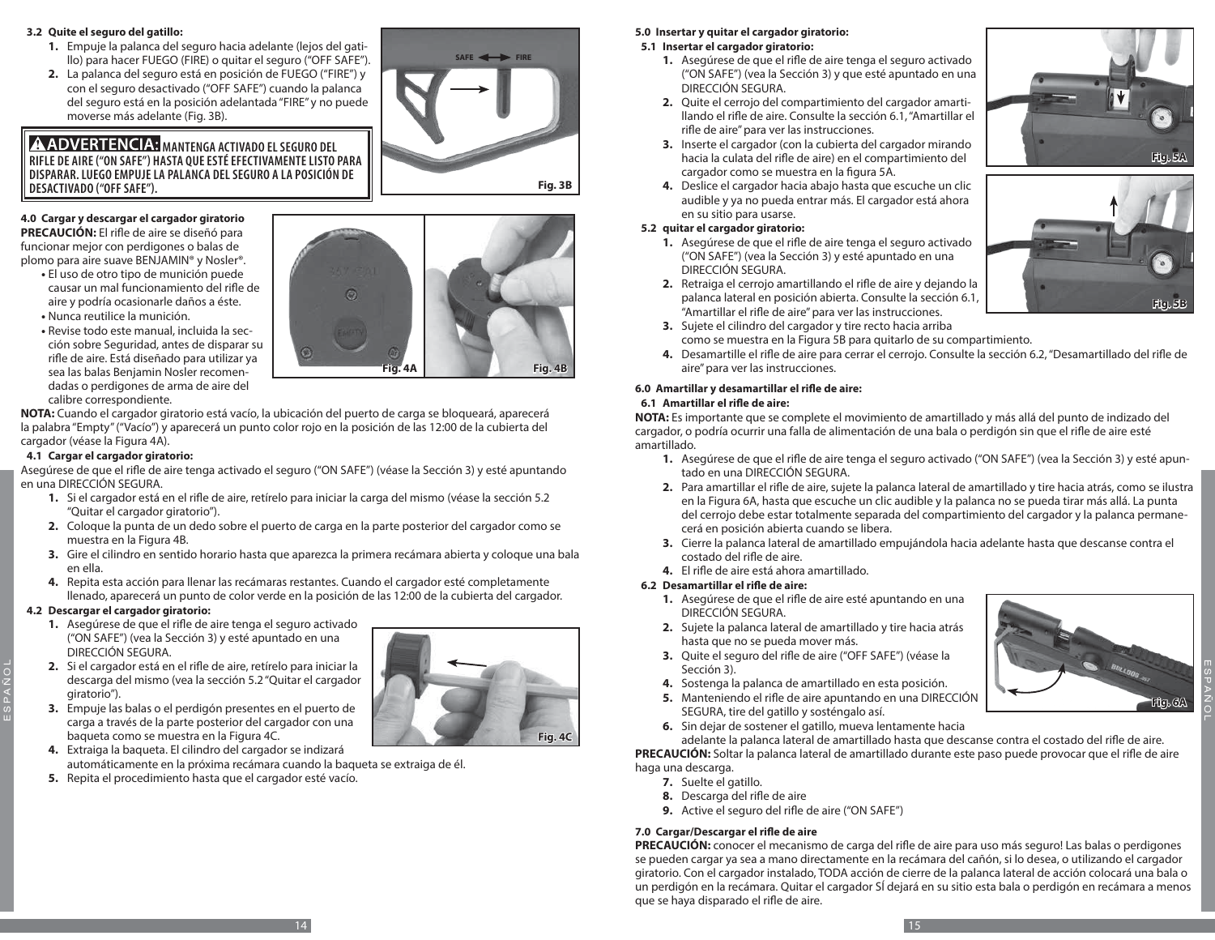### 3.2 Quite el seguro del gatillo:

1. Empuje la palanca del seguro hacia adelante (lejos del gatillo) para hacer FUEGO (FIRE) o quitar el seguro ("OFF SAFE").
2. La palanca del seguro está en posición de FUEGO ("FIRE") y con el seguro desactivado ("OFF SAFE") cuando la palanca del seguro está en la posición adelantada "FIRE" y no puede moverse más adelante (Fig. 3B).

**⚠ ADVERTENCIA: MANTENGA ACTIVADO EL SEGURO DEL RIFLE DE AIRE ("ON SAFE") HASTA QUE ESTÉ EFECTIVAMENTE LISTO PARA DISPARAR. LUEGO EMPUJE LA PALANCA DEL SEGURO A LA POSICIÓN DE DESACTIVADO ("OFF SAFE").**

Fig. 3B

### 4.0 Cargar y descargar el cargador giratorio

**PRECAUCIÓN:** El rifle de aire se diseñó para funcionar mejor con perdigones o balas de plomo para aire suave BENJAMIN® y Nosler®.

- El uso de otro tipo de munición puede causar un mal funcionamiento del rifle de aire y podría ocasionarle daños a éste.
- Nunca reutilice la munición.
- Revise todo este manual, incluida la sección sobre Seguridad, antes de disparar su rifle de aire. Está diseñado para utilizar ya sea las balas Benjamin Nosler recomendadas o perdigones de arma de aire del calibre correspondiente.

Fig. 4A Fig. 4B

**NOTA:** Cuando el cargador giratorio está vacío, la ubicación del puerto de carga se bloqueará, aparecerá la palabra "Empty" ("Vacío") y aparecerá un punto color rojo en la posición de las 12:00 de la cubierta del cargador (véase la Figura 4A).

#### 4.1 Cargar el cargador giratorio:

Asegúrese de que el rifle de aire tenga activado el seguro ("ON SAFE") (véase la Sección 3) y esté apuntando en una DIRECCIÓN SEGURA.

1. Si el cargador está en el rifle de aire, retírelo para iniciar la carga del mismo (véase la sección 5.2 "Quitar el cargador giratorio").
2. Coloque la punta de un dedo sobre el puerto de carga en la parte posterior del cargador como se muestra en la Figura 4B.
3. Gire el cilindro en sentido horario hasta que aparezca la primera recámara abierta y coloque una bala en ella.
4. Repita esta acción para llenar las recámaras restantes. Cuando el cargador esté completamente llenado, aparecerá un punto de color verde en la posición de las 12:00 de la cubierta del cargador.

#### 4.2 Descargar el cargador giratorio:

1. Asegúrese de que el rifle de aire tenga el seguro activado ("ON SAFE") (vea la Sección 3) y esté apuntando en una DIRECCIÓN SEGURA.
2. Si el cargador está en el rifle de aire, retírelo para iniciar la descarga del mismo (vea la sección 5.2 "Quitar el cargador giratorio").
3. Empuje las balas o el perdigón presentes en el puerto de carga a través de la parte posterior del cargador con una baqueta como se muestra en la Figura 4C.
4. Extraiga la baqueta. El cilindro del cargador se indizará automáticamente en la próxima recámara cuando la baqueta se extraiga de él.
5. Repita el procedimiento hasta que el cargador esté vacío.

Fig. 4C

### 5.0 Insertar y quitar el cargador giratorio:

#### 5.1 Insertar el cargador giratorio:

1. Asegúrese de que el rifle de aire tenga el seguro activado ("ON SAFE") (vea la Sección 3) y que esté apuntado en una DIRECCIÓN SEGURA.
2. Quite el cerrojo del compartimiento del cargador amartillando el rifle de aire. Consulte la sección 6.1, "Amartillar el rifle de aire" para ver las instrucciones.
3. Inserte el cargador (con la cubierta del cargador mirando hacia la culata del rifle de aire) en el compartimiento del cargador como se muestra en la figura 5A.
4. Deslice el cargador hacia abajo hasta que escuche un clic audible y ya no pueda entrar más. El cargador está ahora en su sitio para usarse.

Fig. 5A

#### 5.2 quitar el cargador giratorio:

1. Asegúrese de que el rifle de aire tenga el seguro activado ("ON SAFE") (vea la Sección 3) y esté apuntado en una DIRECCIÓN SEGURA.
2. Retraiga el cerrojo amartillando el rifle de aire y dejando la palanca lateral en posición abierta. Consulte la sección 6.1, "Amartillar el rifle de aire" para ver las instrucciones.
3. Sujete el cilindro del cargador y tire recto hacia arriba como se muestra en la Figura 5B para quitarlo de su compartimiento.
4. Desamartille el rifle de aire para cerrar el cerrojo. Consulte la sección 6.2, "Desamartillado del rifle de aire" para ver las instrucciones.

Fig. 5B

### 6.0 Amartillar y desamartillar el rifle de aire:

#### 6.1 Amartillar el rifle de aire:

**NOTA:** Es importante que se complete el movimiento de amartillado y más allá del punto de indizado del cargador, o podría ocurrir una falla de alimentación de una bala o perdigón sin que el rifle de aire esté amartillado.

1. Asegúrese de que el rifle de aire tenga el seguro activado ("ON SAFE") (vea la Sección 3) y esté apuntado en una DIRECCIÓN SEGURA.
2. Para amartillar el rifle de aire, sujete la palanca lateral de amartillado y tire hacia atrás, como se ilustra en la Figura 6A, hasta que escuche un clic audible y la palanca no se pueda tirar más allá. La punta del cerrojo debe estar totalmente separada del compartimiento del cargador y la palanca permanecerá en posición abierta cuando se libera.
3. Cierre la palanca lateral de amartillado empujándola hacia adelante hasta que descanse contra el costado del rifle de aire.
4. El rifle de aire está ahora amartillado.

#### 6.2 Desamartillar el rifle de aire:

1. Asegúrese de que el rifle de aire esté apuntando en una DIRECCIÓN SEGURA.
2. Sujete la palanca lateral de amartillado y tire hacia atrás hasta que no se pueda mover más.
3. Quite el seguro del rifle de aire ("OFF SAFE") (véase la Sección 3).
4. Sostenga la palanca de amartillado en esta posición.
5. Manteniendo el rifle de aire apuntando en una DIRECCIÓN SEGURA, tire del gatillo y sosténgalo así.
6. Sin dejar de sostener el gatillo, mueva lentamente hacia adelante la palanca lateral de amartillado hasta que descanse contra el costado del rifle de aire.

Fig. 6A

**PRECAUCIÓN:** Soltar la palanca lateral de amartillado durante este paso puede provocar que el rifle de aire haga una descarga.

7. Suelte el gatillo.
8. Descarga del rifle de aire
9. Active el seguro del rifle de aire ("ON SAFE")

### 7.0 Cargar/Descargar el rifle de aire

**PRECAUCIÓN:** conocer el mecanismo de carga del rifle de aire para uso más seguro! Las balas o perdigones se pueden cargar ya sea a mano directamente en la recámara del cañón, si lo desea, o utilizando el cargador giratorio. Con el cargador instalado, TODA acción de cierre de la palanca lateral de acción colocará una bala o un perdigón en la recámara. Quitar el cargador SÍ dejará en su sitio esta bala o perdigón en recámara a menos que se haya disparado el rifle de aire.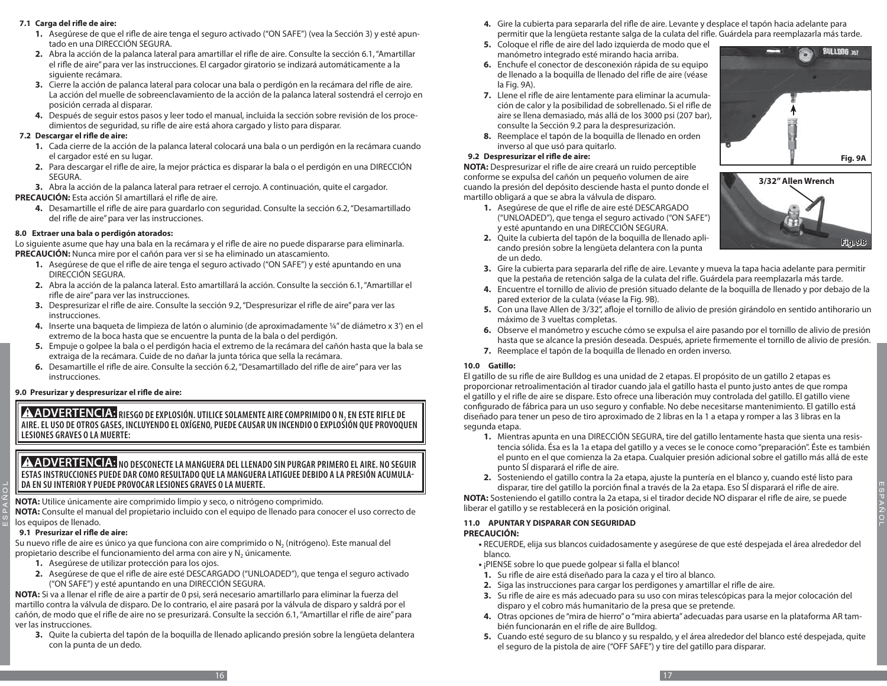**7.1 Carga del rifle de aire:**

1. Asegúrese de que el rifle de aire tenga el seguro activado ("ON SAFE") (vea la Sección 3) y esté apuntado en una DIRECCIÓN SEGURA.
2. Abra la acción de la palanca lateral para amartillar el rifle de aire. Consulte la sección 6.1, "Amartillar el rifle de aire" para ver las instrucciones. El cargador giratorio se indizará automáticamente a la siguiente recámara.
3. Cierre la acción de palanca lateral para colocar una bala o perdigón en la recámara del rifle de aire. La acción del muelle de sobreenclavamiento de la acción de la palanca lateral sostendrá el cerrojo en posición cerrada al disparar.
4. Después de seguir estos pasos y leer todo el manual, incluida la sección sobre revisión de los procedimientos de seguridad, su rifle de aire está ahora cargado y listo para disparar.

**7.2 Descargar el rifle de aire:**

1. Cada cierre de la acción de la palanca lateral colocará una bala o un perdigón en la recámara cuando el cargador esté en su lugar.
2. Para descargar el rifle de aire, la mejor práctica es disparar la bala o el perdigón en una DIRECCIÓN SEGURA.
3. Abra la acción de la palanca lateral para retraer el cerrojo. A continuación, quite el cargador.

**PRECAUCIÓN:** Esta acción SI amartillará el rifle de aire.

4. Desamartille el rifle de aire para guardarlo con seguridad. Consulte la sección 6.2, "Desamartillado del rifle de aire" para ver las instrucciones.

**8.0 Extraer una bala o perdigón atorados:**

Lo siguiente asume que hay una bala en la recámara y el rifle de aire no puede dispararse para eliminarla.
**PRECAUCIÓN:** Nunca mire por el cañón para ver si se ha eliminado un atascamiento.

1. Asegúrese de que el rifle de aire tenga el seguro activado ("ON SAFE") y esté apuntando en una DIRECCIÓN SEGURA.
2. Abra la acción de la palanca lateral. Esto amartillará la acción. Consulte la sección 6.1, "Amartillar el rifle de aire" para ver las instrucciones.
3. Despresurizar el rifle de aire. Consulte la sección 9.2, "Despresurizar el rifle de aire" para ver las instrucciones.
4. Inserte una baqueta de limpieza de latón o aluminio (de aproximadamente ¼" de diámetro x 3') en el extremo de la boca hasta que se encuentre la punta de la bala o del perdigón.
5. Empuje o golpee la bala o el perdigón hacia el extremo de la recámara del cañón hasta que la bala se extraiga de la recámara. Cuide de no dañar la junta tórica que sella la recámara.
6. Desamartille el rifle de aire. Consulte la sección 6.2, "Desamartillado del rifle de aire" para ver las instrucciones.

**9.0 Presurizar y despresurizar el rifle de aire:**

**⚠ADVERTENCIA: RIESGO DE EXPLOSIÓN. UTILICE SOLAMENTE AIRE COMPRIMIDO O $N_2$ EN ESTE RIFLE DE AIRE. EL USO DE OTROS GASES, INCLUYENDO EL OXÍGENO, PUEDE CAUSAR UN INCENDIO O EXPLOSIÓN QUE PROVOQUEN LESIONES GRAVES O LA MUERTE:**

**⚠ADVERTENCIA: NO DESCONECTE LA MANGUERA DEL LLENADO SIN PURGAR PRIMERO EL AIRE. NO SEGUIR ESTAS INSTRUCCIONES PUEDE DAR COMO RESULTADO QUE LA MANGUERA LATIGUEE DEBIDO A LA PRESIÓN ACUMULADA EN SU INTERIOR Y PUEDE PROVOCAR LESIONES GRAVES O LA MUERTE.**

**NOTA:** Utilice únicamente aire comprimido limpio y seco, o nitrógeno comprimido.
**NOTA:** Consulte el manual del propietario incluido con el equipo de llenado para conocer el uso correcto de los equipos de llenado.

**9.1 Presurizar el rifle de aire:**

Su nuevo rifle de aire es único ya que funciona con aire comprimido o $N_2$ (nitrógeno). Este manual del propietario describe el funcionamiento del arma con aire y $N_2$ únicamente.

1. Asegúrese de utilizar protección para los ojos.
2. Asegúrese de que el rifle de aire esté DESCARGADO ("UNLOADED"), que tenga el seguro activado ("ON SAFE") y esté apuntando en una DIRECCIÓN SEGURA.

**NOTA:** Si va a llenar el rifle de aire a partir de 0 psi, será necesario amartillarlo para eliminar la fuerza del martillo contra la válvula de disparo. De lo contrario, el aire pasará por la válvula de disparo y saldrá por el cañón, de modo que el rifle de aire no se presurizará. Consulte la sección 6.1, "Amartillar el rifle de aire" para ver las instrucciones.

3. Quite la cubierta del tapón de la boquilla de llenado aplicando presión sobre la lengüeta delantera con la punta de un dedo.
4. Gire la cubierta para separarla del rifle de aire. Levante y desplace el tapón hacia adelante para permitir que la lengüeta restante salga de la culata del rifle. Guárdela para reemplazarla más tarde.
5. Coloque el rifle de aire del lado izquierda de modo que el manómetro integrado esté mirando hacia arriba.
6. Enchufe el conector de desconexión rápida de su equipo de llenado a la boquilla de llenado del rifle de aire (véase la Fig. 9A).
7. Llene el rifle de aire lentamente para eliminar la acumulación de calor y la posibilidad de sobrellenado. Si el rifle de aire se llena demasiado, más allá de los 3000 psi (207 bar), consulte la Sección 9.2 para la despresurización.
8. Reemplace el tapón de la boquilla de llenado en orden inverso al que usó para quitarlo.

Fig. 9A

**9.2 Despresurizar el rifle de aire:**

**NOTA:** Despresurizar el rifle de aire creará un ruido perceptible conforme se expulsa del cañón un pequeño volumen de aire cuando la presión del depósito desciende hasta el punto donde el martillo obligará a que se abra la válvula de disparo.

1. Asegúrese de que el rifle de aire esté DESCARGADO ("UNLOADED"), que tenga el seguro activado ("ON SAFE") y esté apuntando en una DIRECCIÓN SEGURA.
2. Quite la cubierta del tapón de la boquilla de llenado aplicando presión sobre la lengüeta delantera con la punta de un dedo.
3. Gire la cubierta para separarla del rifle de aire. Levante y mueva la tapa hacia adelante para permitir que la pestaña de retención salga de la culata del rifle. Guárdela para reemplazarla más tarde.
4. Encuentre el tornillo de alivio de presión situado delante de la boquilla de llenado y por debajo de la pared exterior de la culata (véase la Fig. 9B).
5. Con una llave Allen de 3/32", afloje el tornillo de alivio de presión girándolo en sentido antihorario un máximo de 3 vueltas completas.
6. Observe el manómetro y escuche cómo se expulsa el aire pasando por el tornillo de alivio de presión hasta que se alcance la presión deseada. Después, apriete firmemente el tornillo de alivio de presión.
7. Reemplace el tapón de la boquilla de llenado en orden inverso.

3/32" Allen Wrench

Fig. 9B

**10.0 Gatillo:**

El gatillo de su rifle de aire Bulldog es una unidad de 2 etapas. El propósito de un gatillo 2 etapas es proporcionar retroalimentación al tirador cuando jala el gatillo hasta el punto justo antes de que rompa el gatillo y el rifle de aire se dispare. Esto ofrece una liberación muy controlada del gatillo. El gatillo viene configurado de fábrica para un uso seguro y confiable. No debe necesitarse mantenimiento. El gatillo está diseñado para tener un peso de tiro aproximado de 2 libras en la 1 a etapa y romper a las 3 libras en la segunda etapa.

1. Mientras apunta en una DIRECCIÓN SEGURA, tire del gatillo lentamente hasta que sienta una resistencia sólida. Ésa es la 1a etapa del gatillo y a veces se le conoce como "preparación". Éste es también el punto en el que comienza la 2a etapa. Cualquier presión adicional sobre el gatillo más allá de este punto SÍ disparará el rifle de aire.
2. Sosteniendo el gatillo contra la 2a etapa, ajuste la puntería en el blanco y, cuando esté listo para disparar, tire del gatillo la porción final a través de la 2a etapa. Eso SÍ disparará el rifle de aire.

**NOTA:** Sosteniendo el gatillo contra la 2a etapa, si el tirador decide NO disparar el rifle de aire, se puede liberar el gatillo y se restablecerá en la posición original.

**11.0 APUNTAR Y DISPARAR CON SEGURIDAD**

**PRECAUCIÓN:**

- RECUERDE, elija sus blancos cuidadosamente y asegúrese de que esté despejada el área alrededor del blanco.
- ¡PIENSE sobre lo que puede golpear si falla el blanco!

1. Su rifle de aire está diseñado para la caza y el tiro al blanco.
2. Siga las instrucciones para cargar los perdigones y amartillar el rifle de aire.
3. Su rifle de aire es más adecuado para su uso con miras telescópicas para la mejor colocación del disparo y el cobro más humanitario de la presa que se pretende.
4. Otras opciones de "mira de hierro" o "mira abierta" adecuadas para usarse en la plataforma AR también funcionarán en el rifle de aire Bulldog.
5. Cuando esté seguro de su blanco y su respaldo, y el área alrededor del blanco esté despejada, quite el seguro de la pistola de aire ("OFF SAFE") y tire del gatillo para disparar.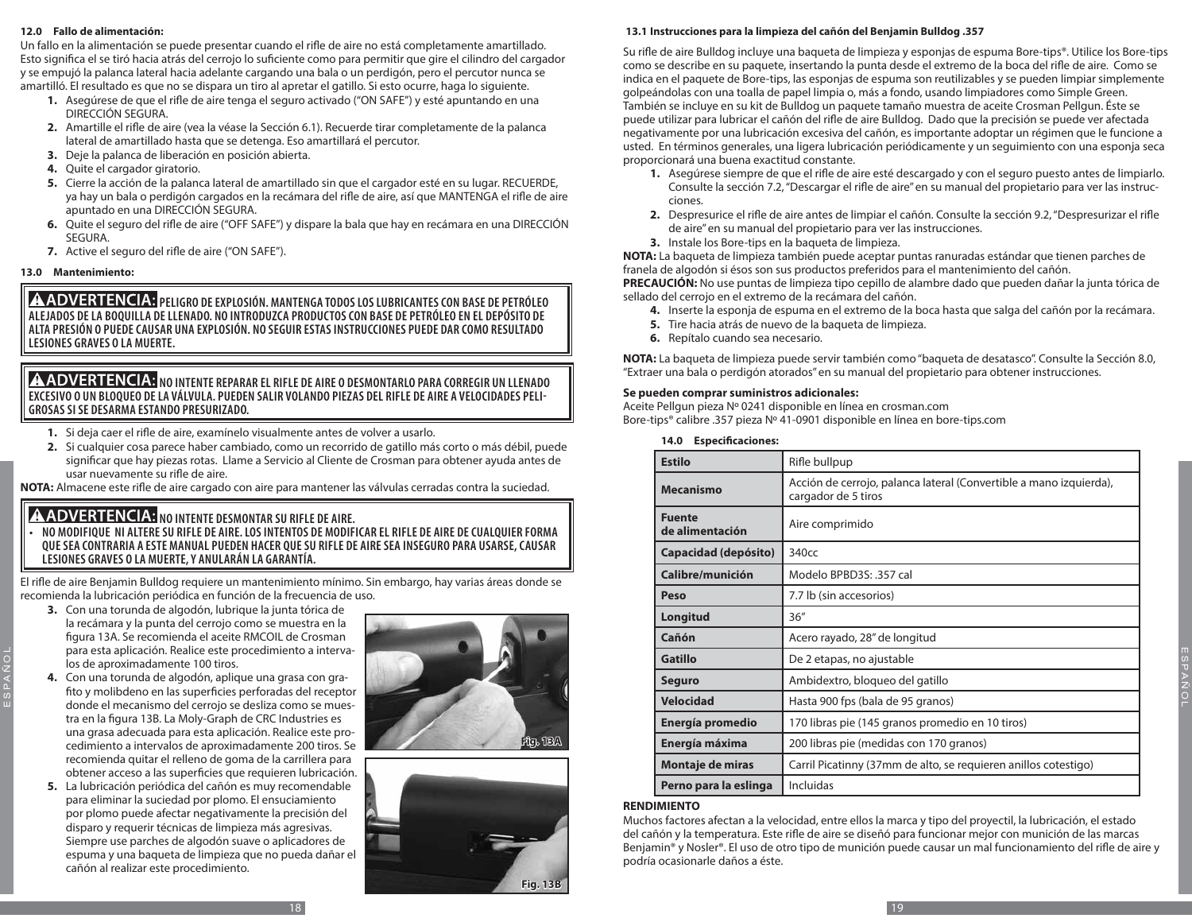### 12.0 Fallo de alimentación:

Un fallo en la alimentación se puede presentar cuando el rifle de aire no está completamente amartillado. Esto significa el se tiró hacia atrás del cerrojo lo suficiente como para permitir que gire el cilindro del cargador y se empujó la palanca lateral hacia adelante cargando una bala o un perdigón, pero el percutor nunca se amartilló. El resultado es que no se dispara un tiro al apretar el gatillo. Si esto ocurre, haga lo siguiente.

1. Asegúrese de que el rifle de aire tenga el seguro activado ("ON SAFE") y esté apuntando en una DIRECCIÓN SEGURA.
2. Amartille el rifle de aire (vea la véase la Sección 6.1). Recuerde tirar completamente de la palanca lateral de amartillado hasta que se detenga. Eso amartillará el percutor.
3. Deje la palanca de liberación en posición abierta.
4. Quite el cargador giratorio.
5. Cierre la acción de la palanca lateral de amartillado sin que el cargador esté en su lugar. RECUERDE, ya hay un bala o perdigón cargados en la recámara del rifle de aire, así que MANTENGA el rifle de aire apuntado en una DIRECCIÓN SEGURA.
6. Quite el seguro del rifle de aire ("OFF SAFE") y dispare la bala que hay en recámara en una DIRECCIÓN SEGURA.
7. Active el seguro del rifle de aire ("ON SAFE").

### 13.0 Mantenimiento:

**⚠ADVERTENCIA: PELIGRO DE EXPLOSIÓN. MANTENGA TODOS LOS LUBRICANTES CON BASE DE PETRÓLEO ALEJADOS DE LA BOQUILLA DE LLENADO. NO INTRODUZCA PRODUCTOS CON BASE DE PETRÓLEO EN EL DEPÓSITO DE ALTA PRESIÓN O PUEDE CAUSAR UNA EXPLOSIÓN. NO SEGUIR ESTAS INSTRUCCIONES PUEDE DAR COMO RESULTADO LESIONES GRAVES O LA MUERTE.**

**⚠ADVERTENCIA: NO INTENTE REPARAR EL RIFLE DE AIRE O DESMONTARLO PARA CORREGIR UN LLENADO EXCESIVO O UN BLOQUEO DE LA VÁLVULA. PUEDEN SALIR VOLANDO PIEZAS DEL RIFLE DE AIRE A VELOCIDADES PELIGROSAS SI SE DESARMA ESTANDO PRESURIZADO.**

1. Si deja caer el rifle de aire, examínelo visualmente antes de volver a usarlo.
2. Si cualquier cosa parece haber cambiado, como un recorrido de gatillo más corto o más débil, puede significar que hay piezas rotas. Llame a Servicio al Cliente de Crosman para obtener ayuda antes de usar nuevamente su rifle de aire.

**NOTA:** Almacene este rifle de aire cargado con aire para mantener las válvulas cerradas contra la suciedad.

**⚠ADVERTENCIA: NO INTENTE DESMONTAR SU RIFLE DE AIRE.**
- **NO MODIFIQUE NI ALTERE SU RIFLE DE AIRE. LOS INTENTOS DE MODIFICAR EL RIFLE DE AIRE DE CUALQUIER FORMA QUE SEA CONTRARIA A ESTE MANUAL PUEDEN HACER QUE SU RIFLE DE AIRE SEA INSEGURO PARA USARSE, CAUSAR LESIONES GRAVES O LA MUERTE, Y ANULARÁN LA GARANTÍA.**

El rifle de aire Benjamin Bulldog requiere un mantenimiento mínimo. Sin embargo, hay varias áreas donde se recomienda la lubricación periódica en función de la frecuencia de uso.

3. Con una torunda de algodón, lubrique la junta tórica de la recámara y la punta del cerrojo como se muestra en la figura 13A. Se recomienda el aceite RMCOIL de Crosman para esta aplicación. Realice este procedimiento a intervalos de aproximadamente 100 tiros.
4. Con una torunda de algodón, aplique una grasa con grafito y molibdeno en las superficies perforadas del receptor donde el mecanismo del cerrojo se desliza como se muestra en la figura 13B. La Moly-Graph de CRC Industries es una grasa adecuada para esta aplicación. Realice este procedimiento a intervalos de aproximadamente 200 tiros. Se recomienda quitar el relleno de goma de la carrillera para obtener acceso a las superficies que requieren lubricación.
5. La lubricación periódica del cañón es muy recomendable para eliminar la suciedad por plomo. El ensuciamiento por plomo puede afectar negativamente la precisión del disparo y requerir técnicas de limpieza más agresivas. Siempre use parches de algodón suave o aplicadores de espuma y una baqueta de limpieza que no pueda dañar el cañón al realizar este procedimiento.

Fig. 13A

Fig. 13B

### 13.1 Instrucciones para la limpieza del cañón del Benjamin Bulldog .357

Su rifle de aire Bulldog incluye una baqueta de limpieza y esponjas de espuma Bore-tips®. Utilice los Bore-tips como se describe en su paquete, insertando la punta desde el extremo de la boca del rifle de aire. Como se indica en el paquete de Bore-tips, las esponjas de espuma son reutilizables y se pueden limpiar simplemente golpeándolas con una toalla de papel limpia o, más a fondo, usando limpiadores como Simple Green. También se incluye en su kit de Bulldog un paquete tamaño muestra de aceite Crosman Pellgun. Éste se puede utilizar para lubricar el cañón del rifle de aire Bulldog. Dado que la precisión se puede ver afectada negativamente por una lubricación excesiva del cañón, es importante adoptar un régimen que le funcione a usted. En términos generales, una ligera lubricación periódicamente y un seguimiento con una esponja seca proporcionará una buena exactitud constante.

1. Asegúrese siempre de que el rifle de aire esté descargado y con el seguro puesto antes de limpiarlo. Consulte la sección 7.2, "Descargar el rifle de aire" en su manual del propietario para ver las instrucciones.
2. Despresurice el rifle de aire antes de limpiar el cañón. Consulte la sección 9.2, "Despresurizar el rifle de aire" en su manual del propietario para ver las instrucciones.
3. Instale los Bore-tips en la baqueta de limpieza.

**NOTA:** La baqueta de limpieza también puede aceptar puntas ranuradas estándar que tienen parches de franela de algodón si ésos son sus productos preferidos para el mantenimiento del cañón.
**PRECAUCIÓN:** No use puntas de limpieza tipo cepillo de alambre dado que pueden dañar la junta tórica de sellado del cerrojo en el extremo de la recámara del cañón.

4. Inserte la esponja de espuma en el extremo de la boca hasta que salga del cañón por la recámara.
5. Tire hacia atrás de nuevo de la baqueta de limpieza.
6. Repítalo cuando sea necesario.

**NOTA:** La baqueta de limpieza puede servir también como "baqueta de desatasco". Consulte la Sección 8.0, "Extraer una bala o perdigón atorados" en su manual del propietario para obtener instrucciones.

**Se pueden comprar suministros adicionales:**
Aceite Pellgun pieza Nº 0241 disponible en línea en crosman.com
Bore-tips® calibre .357 pieza Nº 41-0901 disponible en línea en bore-tips.com

### 14.0 Especificaciones:

| Estilo | Rifle bullpup |
|---|---|
| Mecanismo | Acción de cerrojo, palanca lateral (Convertible a mano izquierda), cargador de 5 tiros |
| Fuente de alimentación | Aire comprimido |
| Capacidad (depósito) | 340cc |
| Calibre/munición | Modelo BPBD3S: .357 cal |
| Peso | 7.7 lb (sin accesorios) |
| Longitud | 36" |
| Cañón | Acero rayado, 28" de longitud |
| Gatillo | De 2 etapas, no ajustable |
| Seguro | Ambidextro, bloqueo del gatillo |
| Velocidad | Hasta 900 fps (bala de 95 granos) |
| Energía promedio | 170 libras pie (145 granos promedio en 10 tiros) |
| Energía máxima | 200 libras pie (medidas con 170 granos) |
| Montaje de miras | Carril Picatinny (37mm de alto, se requieren anillos cotestigo) |
| Perno para la eslinga | Incluidas |

**RENDIMIENTO**
Muchos factores afectan a la velocidad, entre ellos la marca y tipo del proyectil, la lubricación, el estado del cañón y la temperatura. Este rifle de aire se diseñó para funcionar mejor con munición de las marcas Benjamin® y Nosler®. El uso de otro tipo de munición puede causar un mal funcionamiento del rifle de aire y podría ocasionarle daños a éste.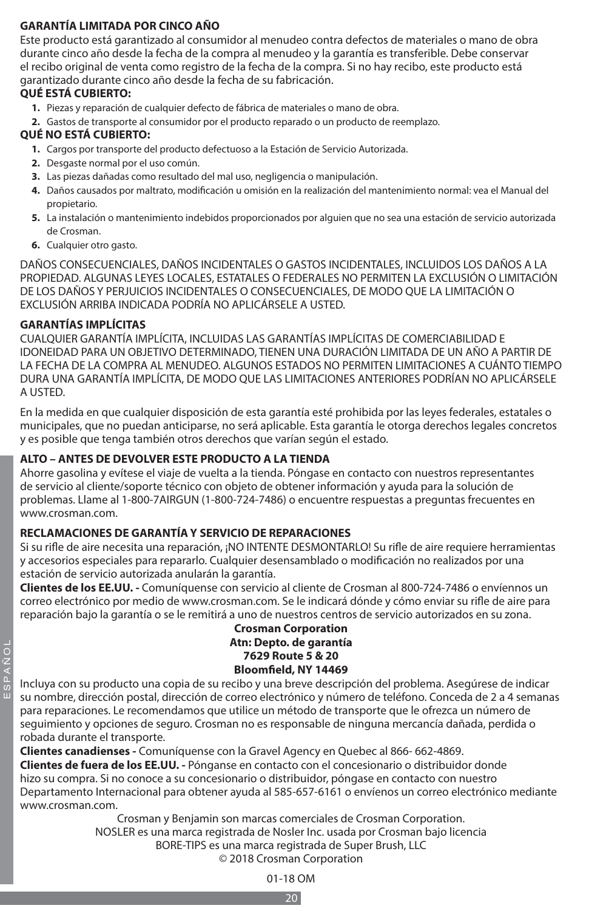**GARANTÍA LIMITADA POR CINCO AÑO**

Este producto está garantizado al consumidor al menudeo contra defectos de materiales o mano de obra durante cinco año desde la fecha de la compra al menudeo y la garantía es transferible. Debe conservar el recibo original de venta como registro de la fecha de la compra. Si no hay recibo, este producto está garantizado durante cinco año desde la fecha de su fabricación.

**QUÉ ESTÁ CUBIERTO:**

1. Piezas y reparación de cualquier defecto de fábrica de materiales o mano de obra.
2. Gastos de transporte al consumidor por el producto reparado o un producto de reemplazo.

**QUÉ NO ESTÁ CUBIERTO:**

1. Cargos por transporte del producto defectuoso a la Estación de Servicio Autorizada.
2. Desgaste normal por el uso común.
3. Las piezas dañadas como resultado del mal uso, negligencia o manipulación.
4. Daños causados por maltrato, modificación u omisión en la realización del mantenimiento normal: vea el Manual del propietario.
5. La instalación o mantenimiento indebidos proporcionados por alguien que no sea una estación de servicio autorizada de Crosman.
6. Cualquier otro gasto.

DAÑOS CONSECUENCIALES, DAÑOS INCIDENTALES O GASTOS INCIDENTALES, INCLUIDOS LOS DAÑOS A LA PROPIEDAD. ALGUNAS LEYES LOCALES, ESTATALES O FEDERALES NO PERMITEN LA EXCLUSIÓN O LIMITACIÓN DE LOS DAÑOS Y PERJUICIOS INCIDENTALES O CONSECUENCIALES, DE MODO QUE LA LIMITACIÓN O EXCLUSIÓN ARRIBA INDICADA PODRÍA NO APLICÁRSELE A USTED.

**GARANTÍAS IMPLÍCITAS**

CUALQUIER GARANTÍA IMPLÍCITA, INCLUIDAS LAS GARANTÍAS IMPLÍCITAS DE COMERCIABILIDAD E IDONEIDAD PARA UN OBJETIVO DETERMINADO, TIENEN UNA DURACIÓN LIMITADA DE UN AÑO A PARTIR DE LA FECHA DE LA COMPRA AL MENUDEO. ALGUNOS ESTADOS NO PERMITEN LIMITACIONES A CUÁNTO TIEMPO DURA UNA GARANTÍA IMPLÍCITA, DE MODO QUE LAS LIMITACIONES ANTERIORES PODRÍAN NO APLICÁRSELE A USTED.

En la medida en que cualquier disposición de esta garantía esté prohibida por las leyes federales, estatales o municipales, que no puedan anticiparse, no será aplicable. Esta garantía le otorga derechos legales concretos y es posible que tenga también otros derechos que varían según el estado.

**ALTO – ANTES DE DEVOLVER ESTE PRODUCTO A LA TIENDA**

Ahorre gasolina y evítese el viaje de vuelta a la tienda. Póngase en contacto con nuestros representantes de servicio al cliente/soporte técnico con objeto de obtener información y ayuda para la solución de problemas. Llame al 1-800-7AIRGUN (1-800-724-7486) o encuentre respuestas a preguntas frecuentes en www.crosman.com.

**RECLAMACIONES DE GARANTÍA Y SERVICIO DE REPARACIONES**

Si su rifle de aire necesita una reparación, ¡NO INTENTE DESMONTARLO! Su rifle de aire requiere herramientas y accesorios especiales para repararlo. Cualquier desensamblado o modificación no realizados por una estación de servicio autorizada anularán la garantía.

**Clientes de los EE.UU. -** Comuníquense con servicio al cliente de Crosman al 800-724-7486 o envíennos un correo electrónico por medio de www.crosman.com. Se le indicará dónde y cómo enviar su rifle de aire para reparación bajo la garantía o se le remitirá a uno de nuestros centros de servicio autorizados en su zona.

**Crosman Corporation**
**Atn: Depto. de garantía**
**7629 Route 5 & 20**
**Bloomfield, NY 14469**

Incluya con su producto una copia de su recibo y una breve descripción del problema. Asegúrese de indicar su nombre, dirección postal, dirección de correo electrónico y número de teléfono. Conceda de 2 a 4 semanas para reparaciones. Le recomendamos que utilice un método de transporte que le ofrezca un número de seguimiento y opciones de seguro. Crosman no es responsable de ninguna mercancía dañada, perdida o robada durante el transporte.

**Clientes canadienses -** Comuníquense con la Gravel Agency en Quebec al 866- 662-4869.

**Clientes de fuera de los EE.UU. -** Pónganse en contacto con el concesionario o distribuidor donde hizo su compra. Si no conoce a su concesionario o distribuidor, póngase en contacto con nuestro Departamento Internacional para obtener ayuda al 585-657-6161 o envíenos un correo electrónico mediante www.crosman.com.

Crosman y Benjamin son marcas comerciales de Crosman Corporation.
NOSLER es una marca registrada de Nosler Inc. usada por Crosman bajo licencia
BORE-TIPS es una marca registrada de Super Brush, LLC
© 2018 Crosman Corporation

01-18 OM